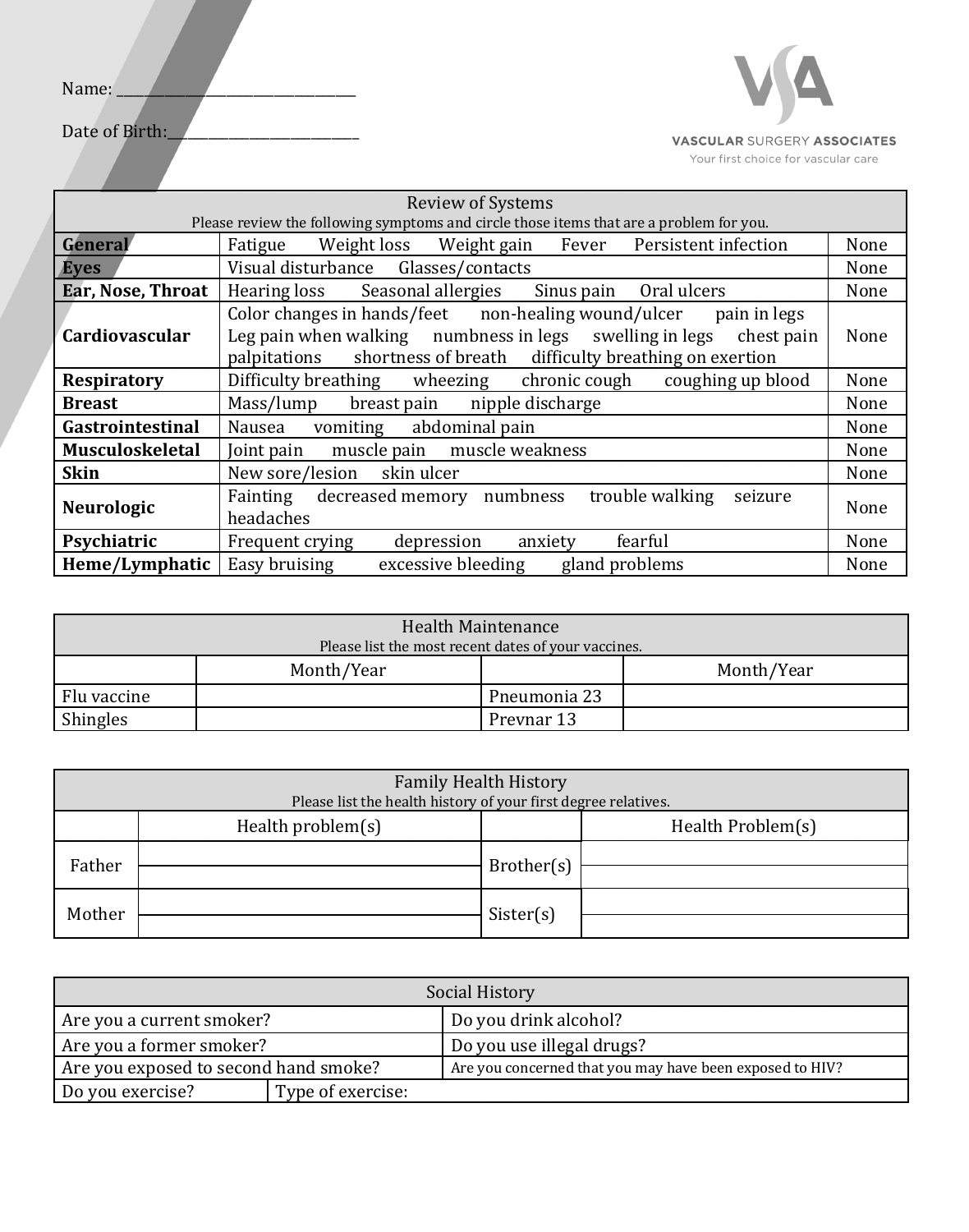Name: ______________________________

Date of Birth:_________________________

**VASCULAR SURGERY ASSOCIATES**

Your first choice for vascular care

| Review of Systems<br>Please review the following symptoms and circle those items that are a problem for you. | | |
|---|---|---|
| **General** | Fatigue Weight loss Weight gain Fever Persistent infection | None |
| **Eyes** | Visual disturbance Glasses/contacts | None |
| **Ear, Nose, Throat** | Hearing loss Seasonal allergies Sinus pain Oral ulcers | None |
| **Cardiovascular** | Color changes in hands/feet non-healing wound/ulcer pain in legs Leg pain when walking numbness in legs swelling in legs chest pain palpitations shortness of breath difficulty breathing on exertion | None |
| **Respiratory** | Difficulty breathing wheezing chronic cough coughing up blood | None |
| **Breast** | Mass/lump breast pain nipple discharge | None |
| **Gastrointestinal** | Nausea vomiting abdominal pain | None |
| **Musculoskeletal** | Joint pain muscle pain muscle weakness | None |
| **Skin** | New sore/lesion skin ulcer | None |
| **Neurologic** | Fainting decreased memory numbness trouble walking seizure headaches | None |
| **Psychiatric** | Frequent crying depression anxiety fearful | None |
| **Heme/Lymphatic** | Easy bruising excessive bleeding gland problems | None |

| Health Maintenance<br>Please list the most recent dates of your vaccines. | | | |
|---|---|---|---|
| | Month/Year | | Month/Year |
| Flu vaccine | | Pneumonia 23 | |
| Shingles | | Prevnar 13 | |

| Family Health History<br>Please list the health history of your first degree relatives. | | | |
|---|---|---|---|
| | Health problem(s) | | Health Problem(s) |
| Father | | Brother(s) | |
| Mother | | Sister(s) | |

| Social History | | |
|---|---|---|
| Are you a current smoker? | | Do you drink alcohol? |
| Are you a former smoker? | | Do you use illegal drugs? |
| Are you exposed to second hand smoke? | | Are you concerned that you may have been exposed to HIV? |
| Do you exercise? | Type of exercise: | |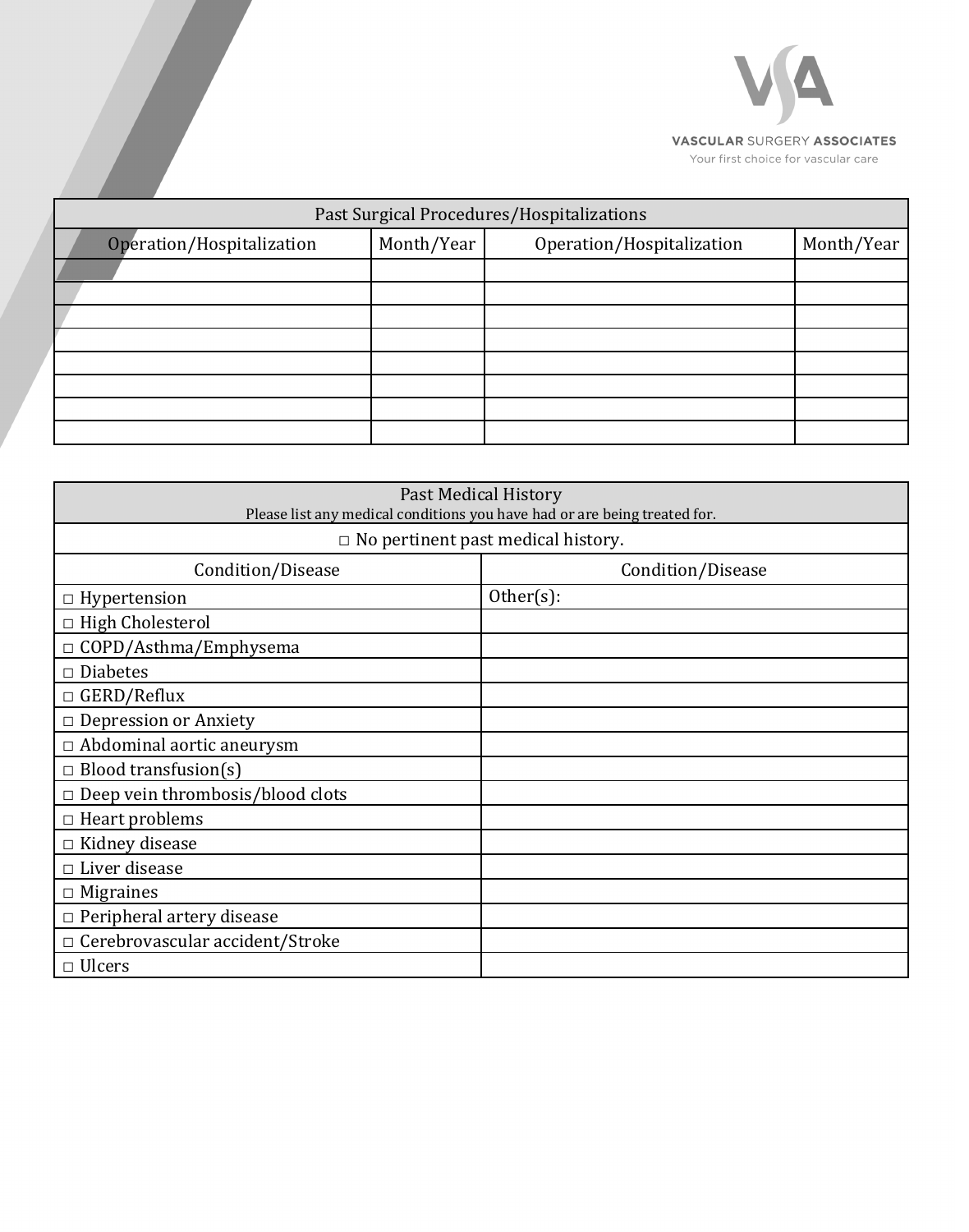| Past Surgical Procedures/Hospitalizations | | | |
|---|---|---|---|
| Operation/Hospitalization | Month/Year | Operation/Hospitalization | Month/Year |
| | | | |
| | | | |
| | | | |
| | | | |
| | | | |
| | | | |
| | | | |
| | | | |

| Past Medical History<br>Please list any medical conditions you have had or are being treated for. | |
|---|---|
| □ No pertinent past medical history. | |
| Condition/Disease | Condition/Disease |
| □ Hypertension | Other(s): |
| □ High Cholesterol | |
| □ COPD/Asthma/Emphysema | |
| □ Diabetes | |
| □ GERD/Reflux | |
| □ Depression or Anxiety | |
| □ Abdominal aortic aneurysm | |
| □ Blood transfusion(s) | |
| □ Deep vein thrombosis/blood clots | |
| □ Heart problems | |
| □ Kidney disease | |
| □ Liver disease | |
| □ Migraines | |
| □ Peripheral artery disease | |
| □ Cerebrovascular accident/Stroke | |
| □ Ulcers | |